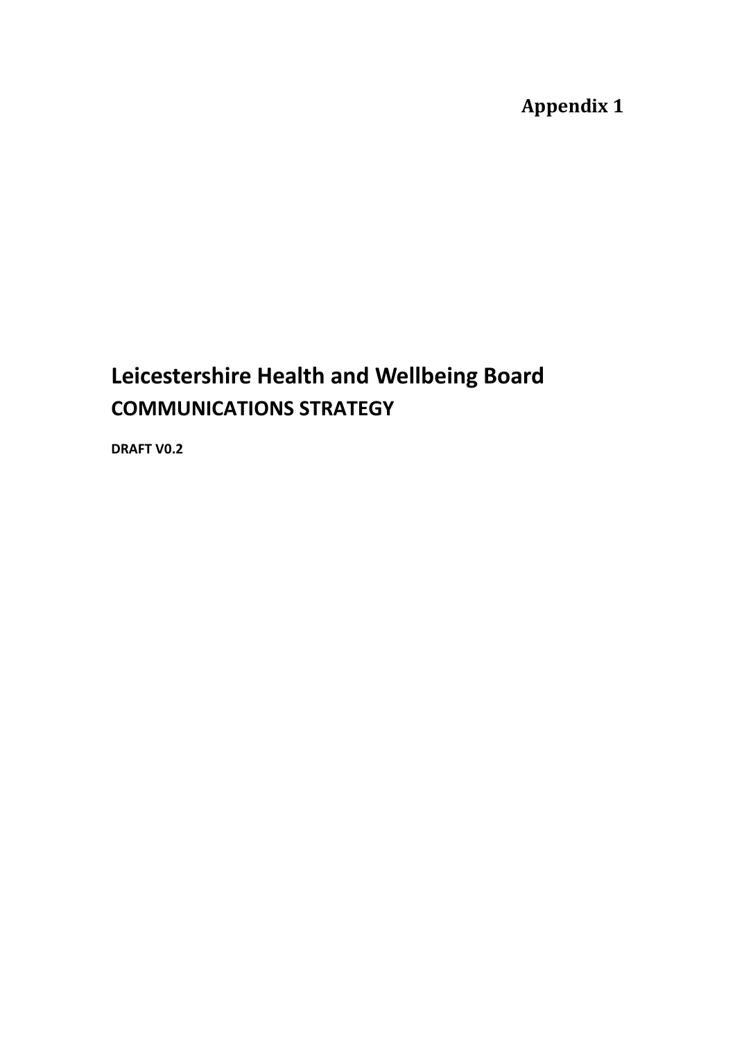**Appendix 1**

# Leicestershire Health and Wellbeing Board

## COMMUNICATIONS STRATEGY

**DRAFT V0.2**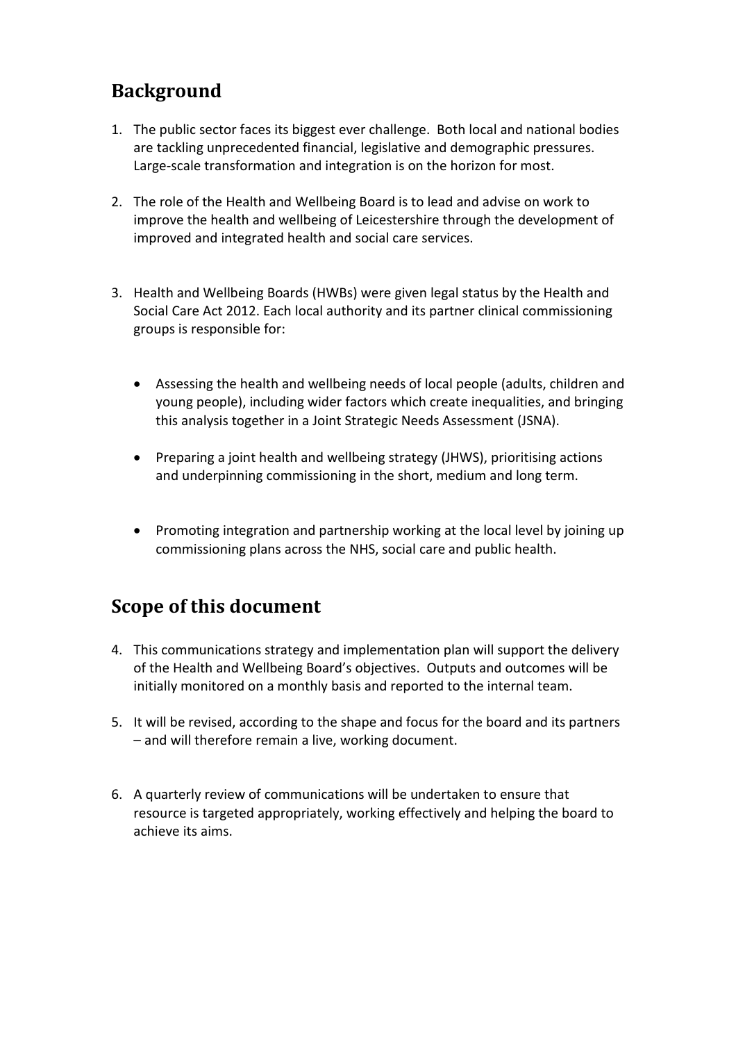## Background

1. The public sector faces its biggest ever challenge. Both local and national bodies are tackling unprecedented financial, legislative and demographic pressures. Large-scale transformation and integration is on the horizon for most.

2. The role of the Health and Wellbeing Board is to lead and advise on work to improve the health and wellbeing of Leicestershire through the development of improved and integrated health and social care services.

3. Health and Wellbeing Boards (HWBs) were given legal status by the Health and Social Care Act 2012. Each local authority and its partner clinical commissioning groups is responsible for:

    - Assessing the health and wellbeing needs of local people (adults, children and young people), including wider factors which create inequalities, and bringing this analysis together in a Joint Strategic Needs Assessment (JSNA).

    - Preparing a joint health and wellbeing strategy (JHWS), prioritising actions and underpinning commissioning in the short, medium and long term.

    - Promoting integration and partnership working at the local level by joining up commissioning plans across the NHS, social care and public health.

## Scope of this document

4. This communications strategy and implementation plan will support the delivery of the Health and Wellbeing Board's objectives. Outputs and outcomes will be initially monitored on a monthly basis and reported to the internal team.

5. It will be revised, according to the shape and focus for the board and its partners – and will therefore remain a live, working document.

6. A quarterly review of communications will be undertaken to ensure that resource is targeted appropriately, working effectively and helping the board to achieve its aims.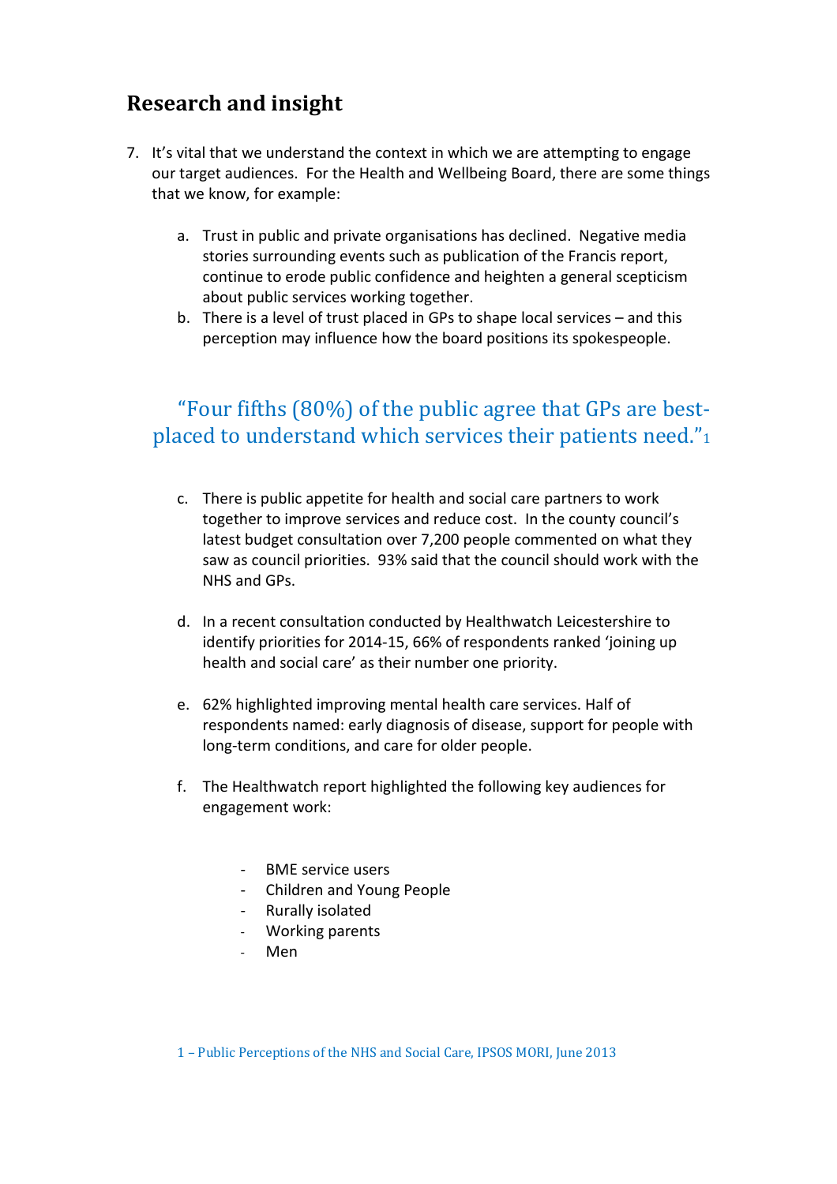## Research and insight

7. It's vital that we understand the context in which we are attempting to engage our target audiences. For the Health and Wellbeing Board, there are some things that we know, for example:

    a. Trust in public and private organisations has declined. Negative media stories surrounding events such as publication of the Francis report, continue to erode public confidence and heighten a general scepticism about public services working together.
    b. There is a level of trust placed in GPs to shape local services – and this perception may influence how the board positions its spokespeople.

> "Four fifths (80%) of the public agree that GPs are best-placed to understand which services their patients need."[1]

    c. There is public appetite for health and social care partners to work together to improve services and reduce cost. In the county council's latest budget consultation over 7,200 people commented on what they saw as council priorities. 93% said that the council should work with the NHS and GPs.

    d. In a recent consultation conducted by Healthwatch Leicestershire to identify priorities for 2014-15, 66% of respondents ranked 'joining up health and social care' as their number one priority.

    e. 62% highlighted improving mental health care services. Half of respondents named: early diagnosis of disease, support for people with long-term conditions, and care for older people.

    f. The Healthwatch report highlighted the following key audiences for engagement work:

        - BME service users
        - Children and Young People
        - Rurally isolated
        - Working parents
        - Men

1 – Public Perceptions of the NHS and Social Care, IPSOS MORI, June 2013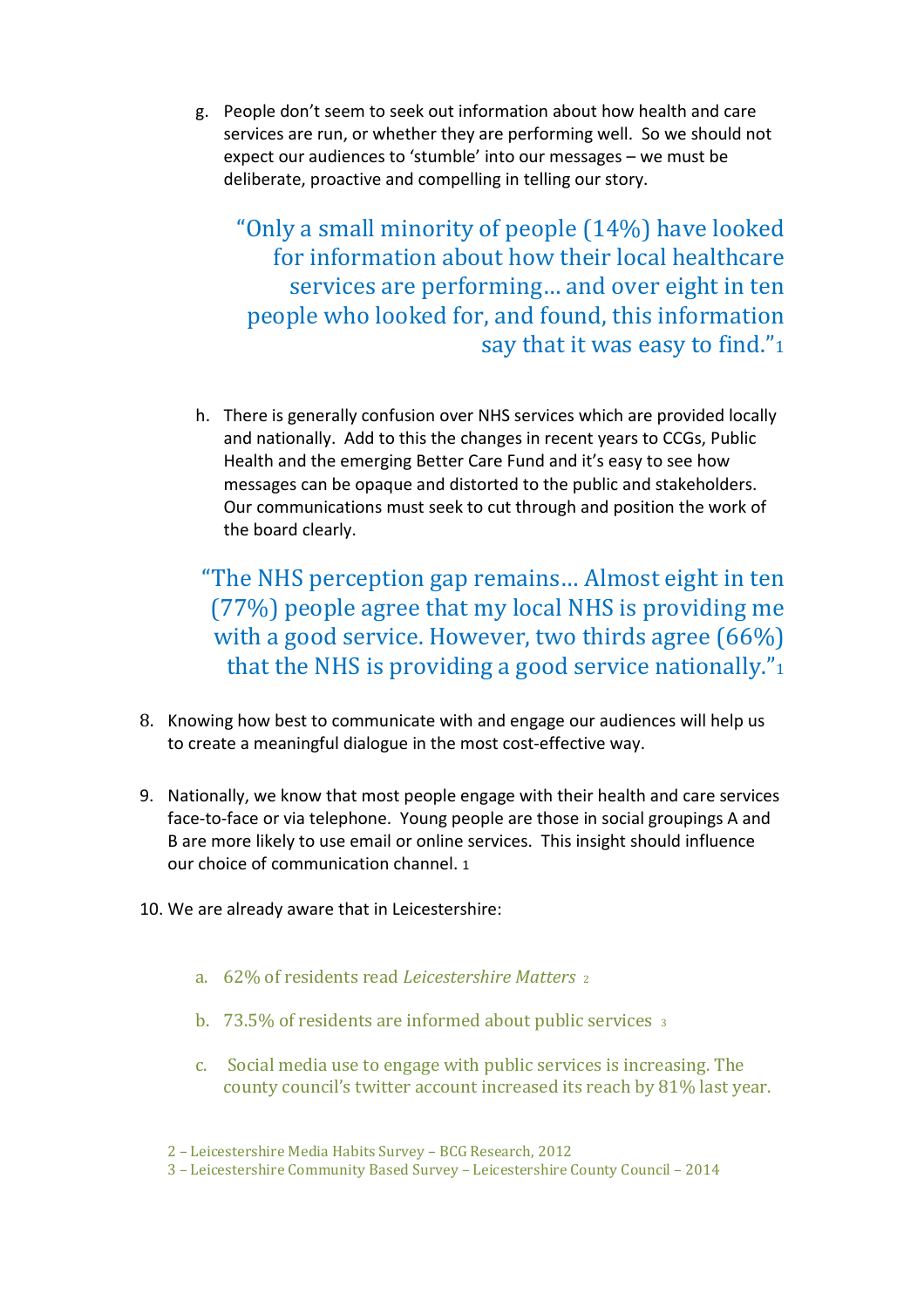g. People don't seem to seek out information about how health and care services are run, or whether they are performing well. So we should not expect our audiences to 'stumble' into our messages – we must be deliberate, proactive and compelling in telling our story.

> "Only a small minority of people (14%) have looked for information about how their local healthcare services are performing… and over eight in ten people who looked for, and found, this information say that it was easy to find."[1]

h. There is generally confusion over NHS services which are provided locally and nationally. Add to this the changes in recent years to CCGs, Public Health and the emerging Better Care Fund and it's easy to see how messages can be opaque and distorted to the public and stakeholders. Our communications must seek to cut through and position the work of the board clearly.

> "The NHS perception gap remains… Almost eight in ten (77%) people agree that my local NHS is providing me with a good service. However, two thirds agree (66%) that the NHS is providing a good service nationally."[1]

8. Knowing how best to communicate with and engage our audiences will help us to create a meaningful dialogue in the most cost-effective way.

9. Nationally, we know that most people engage with their health and care services face-to-face or via telephone. Young people are those in social groupings A and B are more likely to use email or online services. This insight should influence our choice of communication channel. [1]

10. We are already aware that in Leicestershire:

    a. 62% of residents read *Leicestershire Matters* [2]

    b. 73.5% of residents are informed about public services [3]

    c. Social media use to engage with public services is increasing. The county council's twitter account increased its reach by 81% last year.

2 – Leicestershire Media Habits Survey – BCG Research, 2012

3 – Leicestershire Community Based Survey – Leicestershire County Council – 2014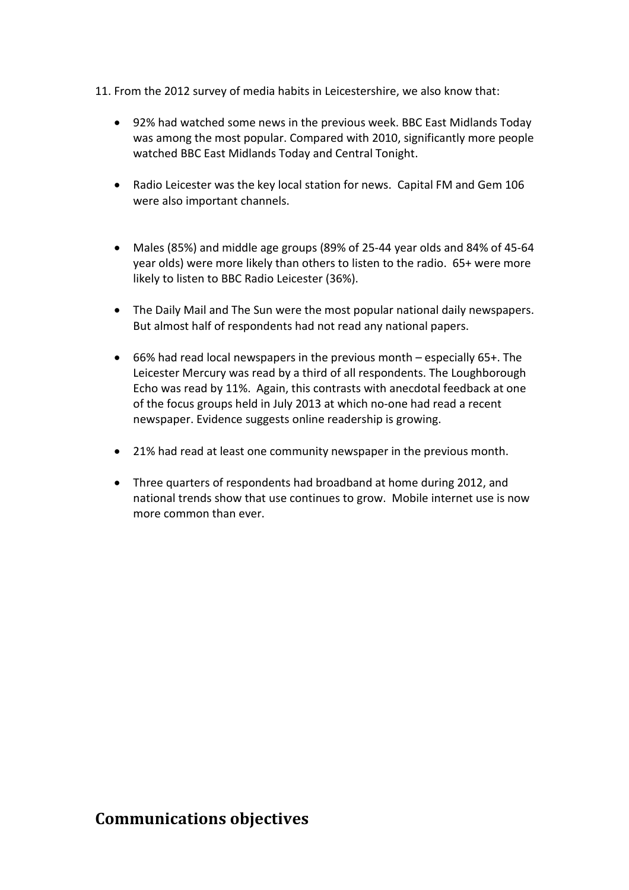11. From the 2012 survey of media habits in Leicestershire, we also know that:

- 92% had watched some news in the previous week. BBC East Midlands Today was among the most popular. Compared with 2010, significantly more people watched BBC East Midlands Today and Central Tonight.
- Radio Leicester was the key local station for news. Capital FM and Gem 106 were also important channels.
- Males (85%) and middle age groups (89% of 25-44 year olds and 84% of 45-64 year olds) were more likely than others to listen to the radio. 65+ were more likely to listen to BBC Radio Leicester (36%).
- The Daily Mail and The Sun were the most popular national daily newspapers. But almost half of respondents had not read any national papers.
- 66% had read local newspapers in the previous month – especially 65+. The Leicester Mercury was read by a third of all respondents. The Loughborough Echo was read by 11%. Again, this contrasts with anecdotal feedback at one of the focus groups held in July 2013 at which no-one had read a recent newspaper. Evidence suggests online readership is growing.
- 21% had read at least one community newspaper in the previous month.
- Three quarters of respondents had broadband at home during 2012, and national trends show that use continues to grow. Mobile internet use is now more common than ever.

## Communications objectives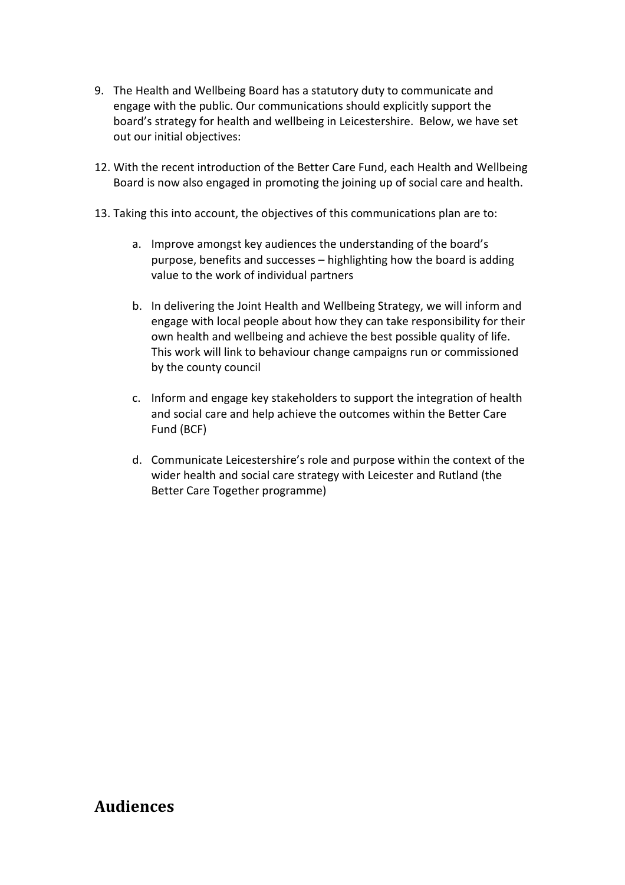9. The Health and Wellbeing Board has a statutory duty to communicate and engage with the public. Our communications should explicitly support the board's strategy for health and wellbeing in Leicestershire. Below, we have set out our initial objectives:

12. With the recent introduction of the Better Care Fund, each Health and Wellbeing Board is now also engaged in promoting the joining up of social care and health.

13. Taking this into account, the objectives of this communications plan are to:

    a. Improve amongst key audiences the understanding of the board's purpose, benefits and successes – highlighting how the board is adding value to the work of individual partners

    b. In delivering the Joint Health and Wellbeing Strategy, we will inform and engage with local people about how they can take responsibility for their own health and wellbeing and achieve the best possible quality of life. This work will link to behaviour change campaigns run or commissioned by the county council

    c. Inform and engage key stakeholders to support the integration of health and social care and help achieve the outcomes within the Better Care Fund (BCF)

    d. Communicate Leicestershire's role and purpose within the context of the wider health and social care strategy with Leicester and Rutland (the Better Care Together programme)

## Audiences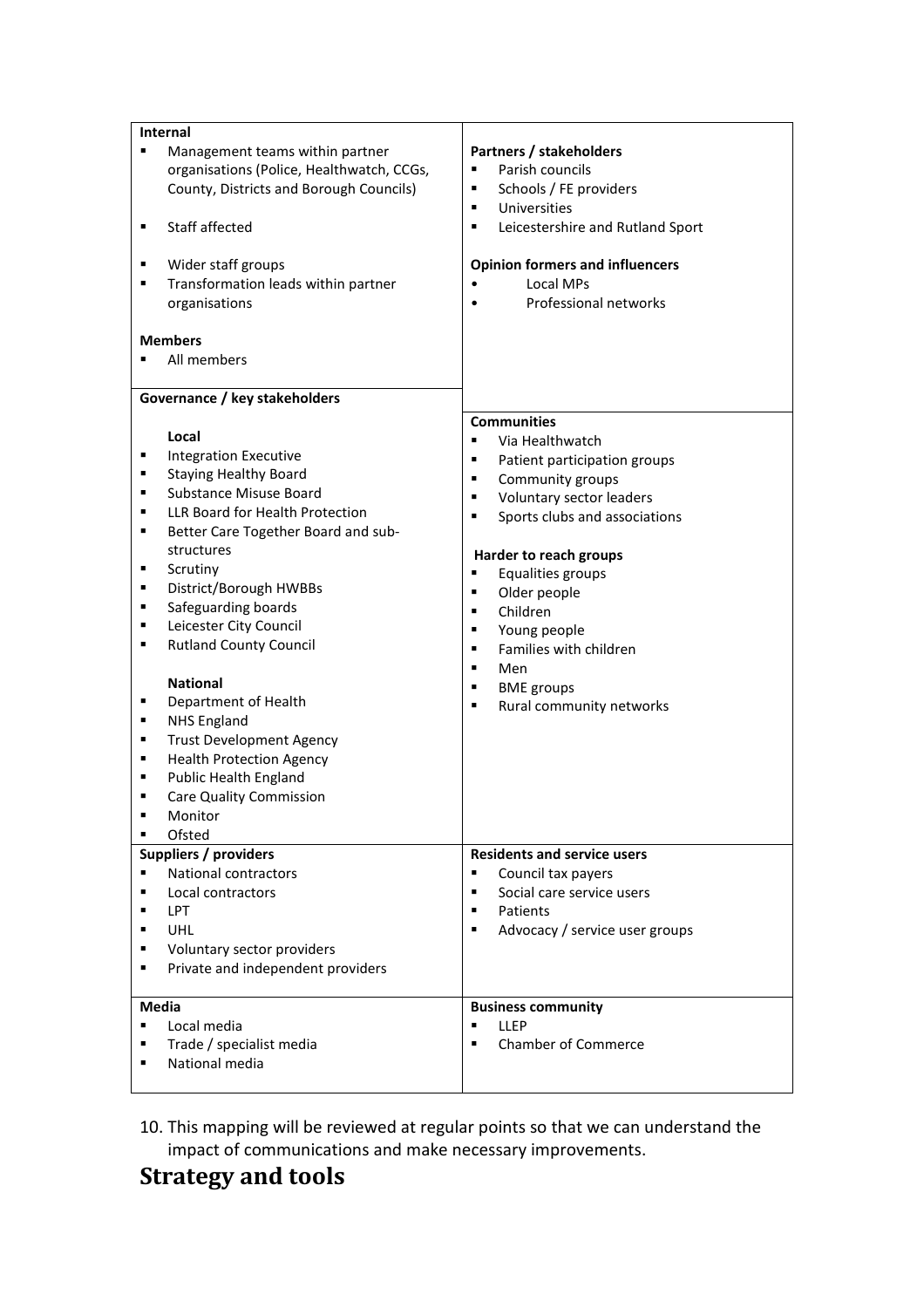| | |
|---|---|
| **Internal**<br>▪ Management teams within partner organisations (Police, Healthwatch, CCGs, County, Districts and Borough Councils)<br>▪ Staff affected<br>▪ Wider staff groups<br>▪ Transformation leads within partner organisations<br><br>**Members**<br>▪ All members | **Partners / stakeholders**<br>▪ Parish councils<br>▪ Schools / FE providers<br>▪ Universities<br>▪ Leicestershire and Rutland Sport<br><br>**Opinion formers and influencers**<br>• Local MPs<br>• Professional networks |
| **Governance / key stakeholders**<br><br>**Local**<br>▪ Integration Executive<br>▪ Staying Healthy Board<br>▪ Substance Misuse Board<br>▪ LLR Board for Health Protection<br>▪ Better Care Together Board and sub-structures<br>▪ Scrutiny<br>▪ District/Borough HWBBs<br>▪ Safeguarding boards<br>▪ Leicester City Council<br>▪ Rutland County Council<br><br>**National**<br>▪ Department of Health<br>▪ NHS England<br>▪ Trust Development Agency<br>▪ Health Protection Agency<br>▪ Public Health England<br>▪ Care Quality Commission<br>▪ Monitor<br>▪ Ofsted | **Communities**<br>▪ Via Healthwatch<br>▪ Patient participation groups<br>▪ Community groups<br>▪ Voluntary sector leaders<br>▪ Sports clubs and associations<br><br>**Harder to reach groups**<br>▪ Equalities groups<br>▪ Older people<br>▪ Children<br>▪ Young people<br>▪ Families with children<br>▪ Men<br>▪ BME groups<br>▪ Rural community networks |
| **Suppliers / providers**<br>▪ National contractors<br>▪ Local contractors<br>▪ LPT<br>▪ UHL<br>▪ Voluntary sector providers<br>▪ Private and independent providers | **Residents and service users**<br>▪ Council tax payers<br>▪ Social care service users<br>▪ Patients<br>▪ Advocacy / service user groups |
| **Media**<br>▪ Local media<br>▪ Trade / specialist media<br>▪ National media | **Business community**<br>▪ LLEP<br>▪ Chamber of Commerce |

10. This mapping will be reviewed at regular points so that we can understand the impact of communications and make necessary improvements.

## Strategy and tools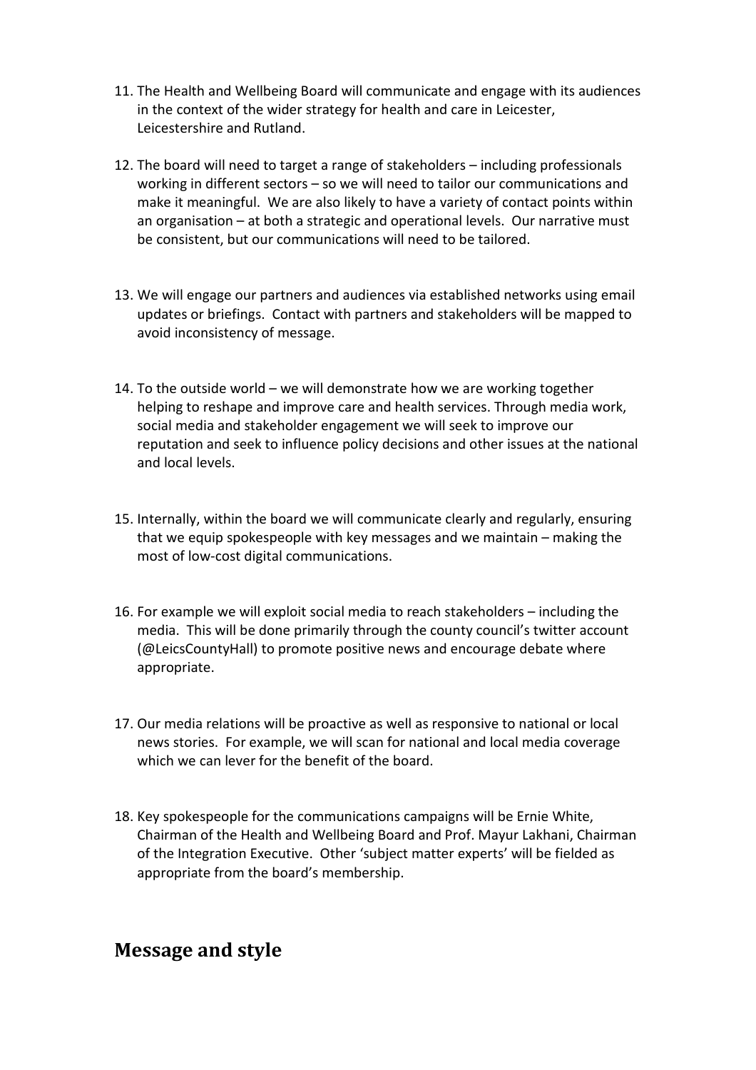11. The Health and Wellbeing Board will communicate and engage with its audiences in the context of the wider strategy for health and care in Leicester, Leicestershire and Rutland.

12. The board will need to target a range of stakeholders – including professionals working in different sectors – so we will need to tailor our communications and make it meaningful. We are also likely to have a variety of contact points within an organisation – at both a strategic and operational levels. Our narrative must be consistent, but our communications will need to be tailored.

13. We will engage our partners and audiences via established networks using email updates or briefings. Contact with partners and stakeholders will be mapped to avoid inconsistency of message.

14. To the outside world – we will demonstrate how we are working together helping to reshape and improve care and health services. Through media work, social media and stakeholder engagement we will seek to improve our reputation and seek to influence policy decisions and other issues at the national and local levels.

15. Internally, within the board we will communicate clearly and regularly, ensuring that we equip spokespeople with key messages and we maintain – making the most of low-cost digital communications.

16. For example we will exploit social media to reach stakeholders – including the media. This will be done primarily through the county council's twitter account (@LeicsCountyHall) to promote positive news and encourage debate where appropriate.

17. Our media relations will be proactive as well as responsive to national or local news stories. For example, we will scan for national and local media coverage which we can lever for the benefit of the board.

18. Key spokespeople for the communications campaigns will be Ernie White, Chairman of the Health and Wellbeing Board and Prof. Mayur Lakhani, Chairman of the Integration Executive. Other 'subject matter experts' will be fielded as appropriate from the board's membership.

## Message and style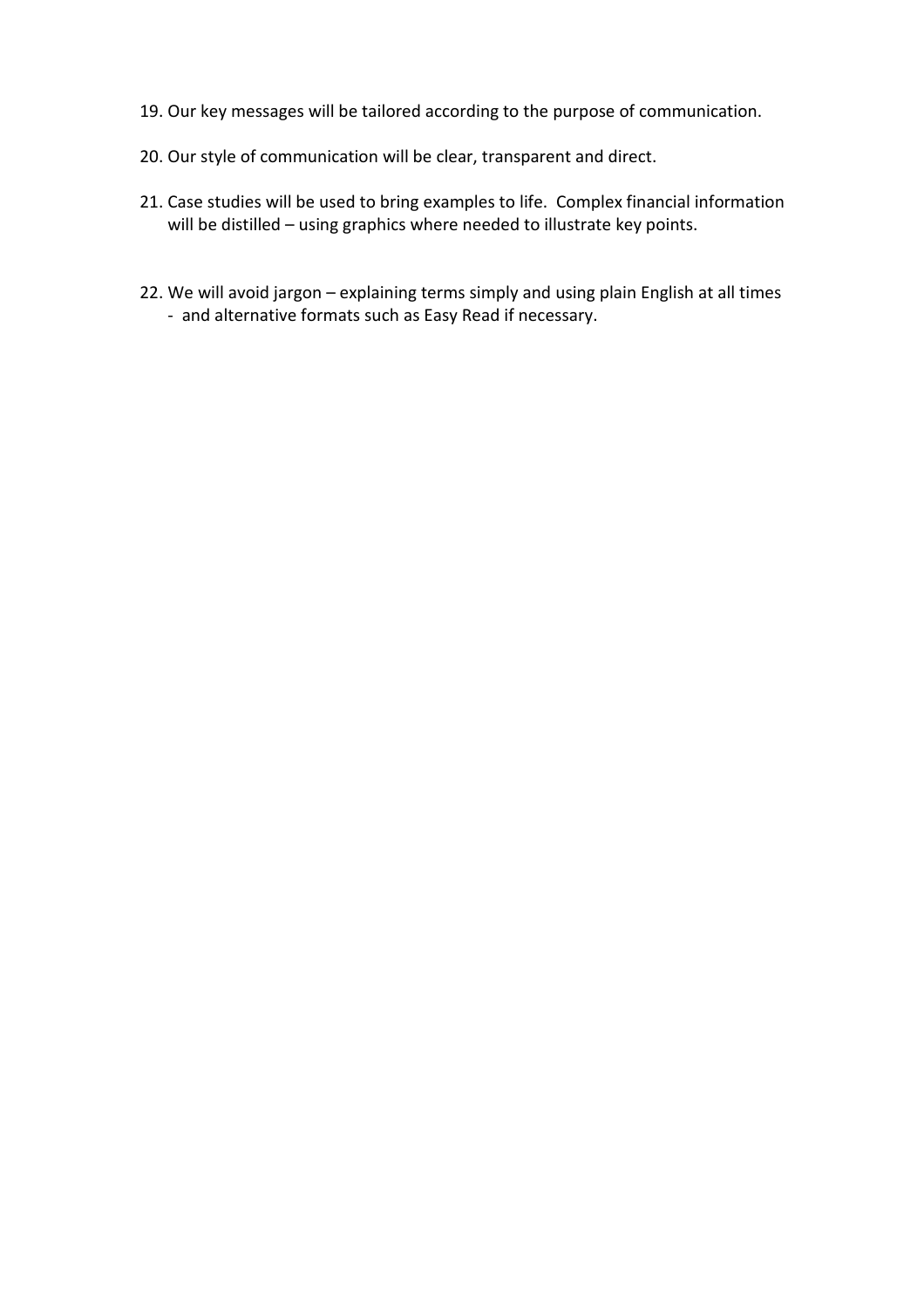19. Our key messages will be tailored according to the purpose of communication.

20. Our style of communication will be clear, transparent and direct.

21. Case studies will be used to bring examples to life. Complex financial information will be distilled – using graphics where needed to illustrate key points.

22. We will avoid jargon – explaining terms simply and using plain English at all times - and alternative formats such as Easy Read if necessary.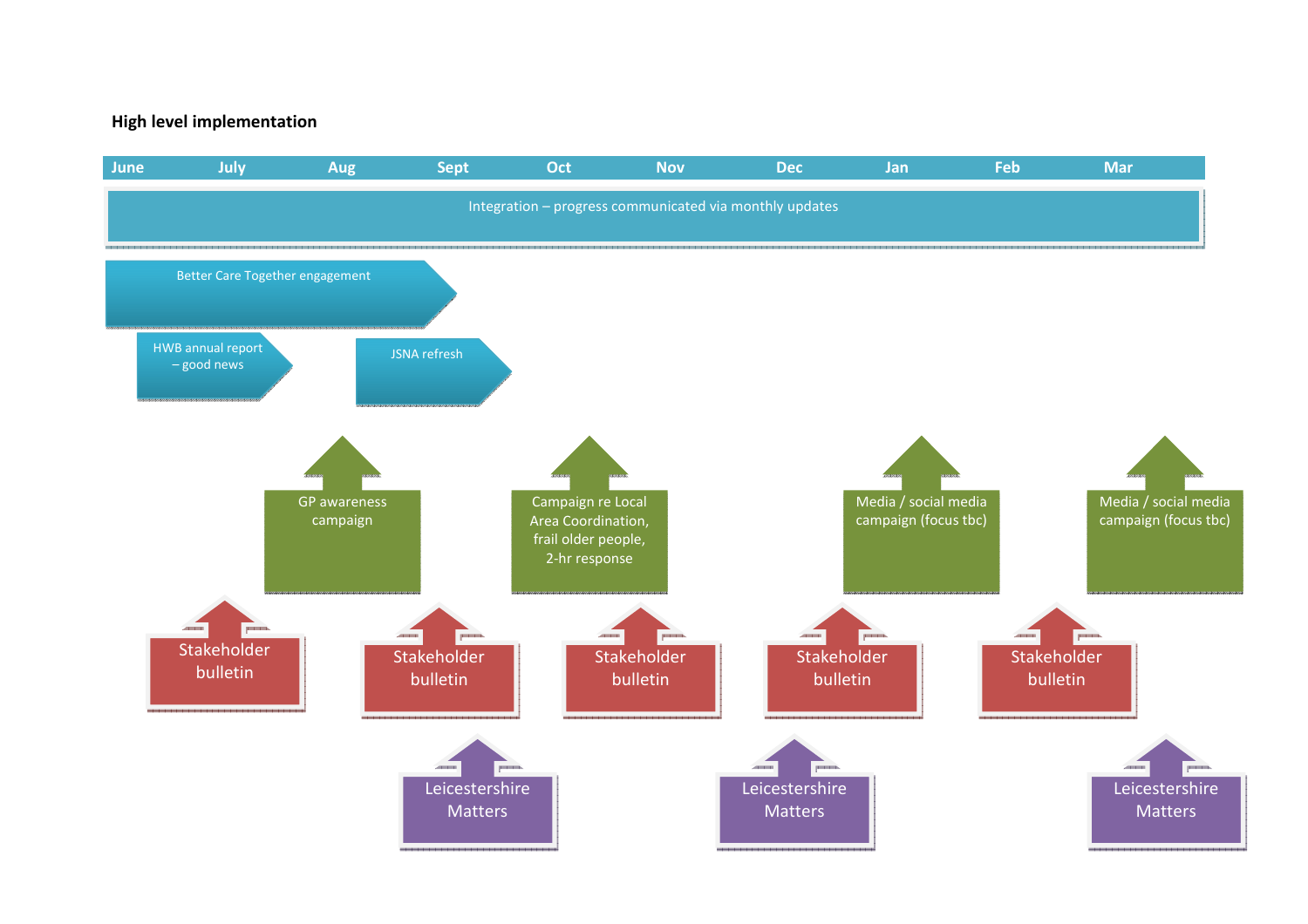**High level implementation**

| June | July | Aug | Sept | Oct | Nov | Dec | Jan | Feb | Mar |
|---|---|---|---|---|---|---|---|---|---|

Integration – progress communicated via monthly updates

Better Care Together engagement

HWB annual report – good news

JSNA refresh

GP awareness campaign

Campaign re Local Area Coordination, frail older people, 2-hr response

Media / social media campaign (focus tbc)

Media / social media campaign (focus tbc)

Stakeholder bulletin

Stakeholder bulletin

Stakeholder bulletin

Stakeholder bulletin

Stakeholder bulletin

Leicestershire Matters

Leicestershire Matters

Leicestershire Matters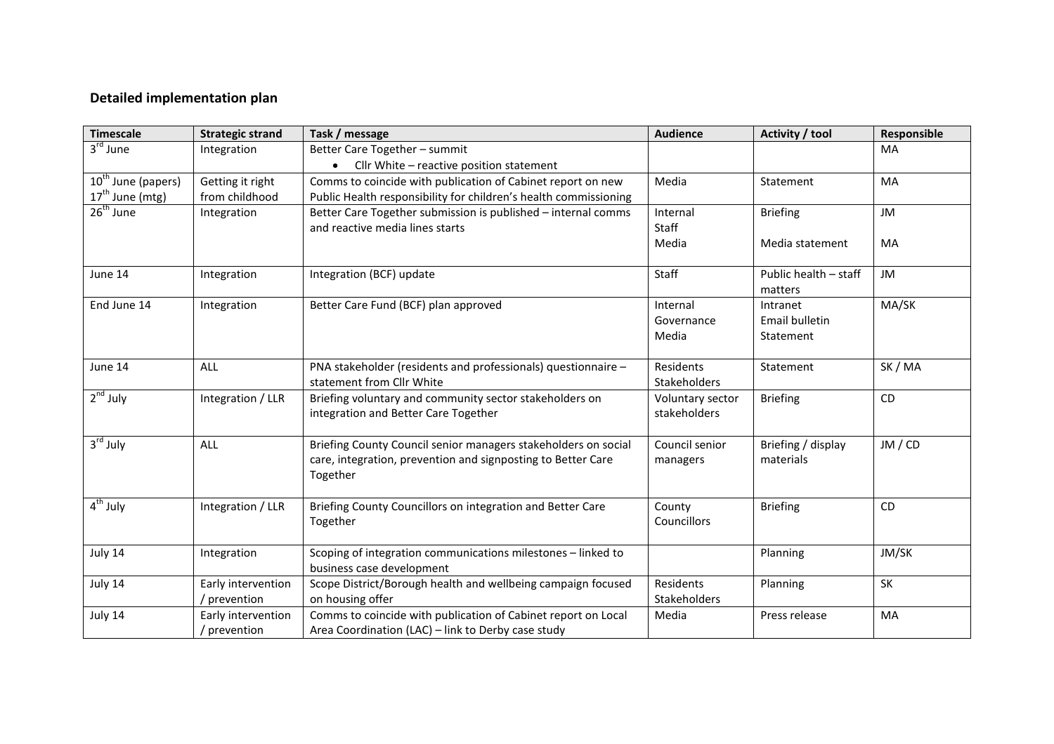**Detailed implementation plan**

| Timescale | Strategic strand | Task / message | Audience | Activity / tool | Responsible |
|---|---|---|---|---|---|
| 3rd June | Integration | Better Care Together – summit<br>• Cllr White – reactive position statement | | | MA |
| 10th June (papers)<br>17th June (mtg) | Getting it right from childhood | Comms to coincide with publication of Cabinet report on new Public Health responsibility for children's health commissioning | Media | Statement | MA |
| 26th June | Integration | Better Care Together submission is published – internal comms and reactive media lines starts | Internal Staff<br>Media | Briefing<br><br>Media statement | JM<br><br>MA |
| June 14 | Integration | Integration (BCF) update | Staff | Public health – staff matters | JM |
| End June 14 | Integration | Better Care Fund (BCF) plan approved | Internal<br>Governance<br>Media | Intranet<br>Email bulletin<br>Statement | MA/SK |
| June 14 | ALL | PNA stakeholder (residents and professionals) questionnaire – statement from Cllr White | Residents<br>Stakeholders | Statement | SK / MA |
| 2nd July | Integration / LLR | Briefing voluntary and community sector stakeholders on integration and Better Care Together | Voluntary sector stakeholders | Briefing | CD |
| 3rd July | ALL | Briefing County Council senior managers stakeholders on social care, integration, prevention and signposting to Better Care Together | Council senior managers | Briefing / display materials | JM / CD |
| 4th July | Integration / LLR | Briefing County Councillors on integration and Better Care Together | County Councillors | Briefing | CD |
| July 14 | Integration | Scoping of integration communications milestones – linked to business case development | | Planning | JM/SK |
| July 14 | Early intervention / prevention | Scope District/Borough health and wellbeing campaign focused on housing offer | Residents<br>Stakeholders | Planning | SK |
| July 14 | Early intervention / prevention | Comms to coincide with publication of Cabinet report on Local Area Coordination (LAC) – link to Derby case study | Media | Press release | MA |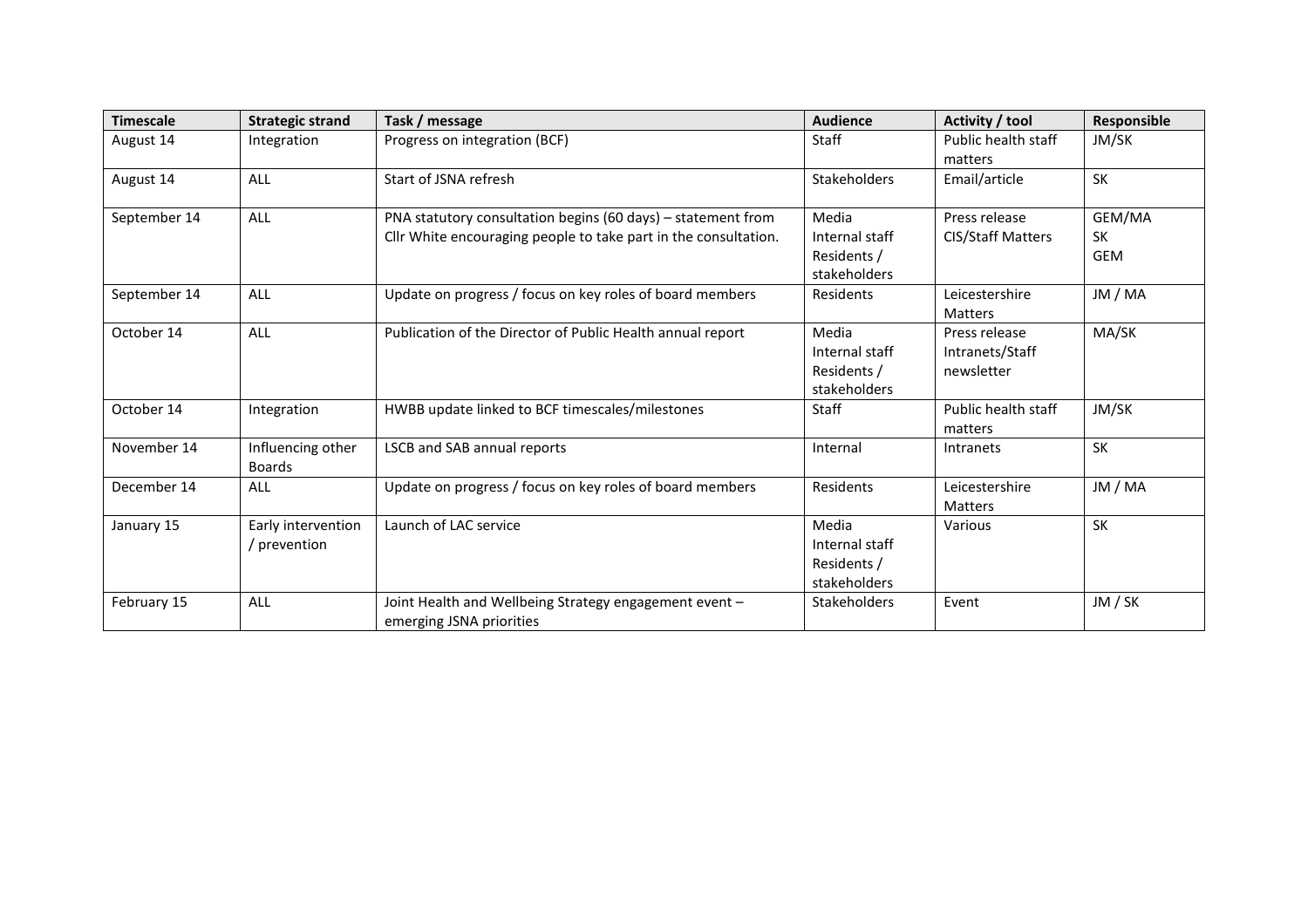| Timescale | Strategic strand | Task / message | Audience | Activity / tool | Responsible |
|---|---|---|---|---|---|
| August 14 | Integration | Progress on integration (BCF) | Staff | Public health staff matters | JM/SK |
| August 14 | ALL | Start of JSNA refresh | Stakeholders | Email/article | SK |
| September 14 | ALL | PNA statutory consultation begins (60 days) – statement from Cllr White encouraging people to take part in the consultation. | Media<br>Internal staff<br>Residents / stakeholders | Press release<br>CIS/Staff Matters | GEM/MA<br>SK<br>GEM |
| September 14 | ALL | Update on progress / focus on key roles of board members | Residents | Leicestershire Matters | JM / MA |
| October 14 | ALL | Publication of the Director of Public Health annual report | Media<br>Internal staff<br>Residents / stakeholders | Press release<br>Intranets/Staff newsletter | MA/SK |
| October 14 | Integration | HWBB update linked to BCF timescales/milestones | Staff | Public health staff matters | JM/SK |
| November 14 | Influencing other Boards | LSCB and SAB annual reports | Internal | Intranets | SK |
| December 14 | ALL | Update on progress / focus on key roles of board members | Residents | Leicestershire Matters | JM / MA |
| January 15 | Early intervention / prevention | Launch of LAC service | Media<br>Internal staff<br>Residents / stakeholders | Various | SK |
| February 15 | ALL | Joint Health and Wellbeing Strategy engagement event – emerging JSNA priorities | Stakeholders | Event | JM / SK |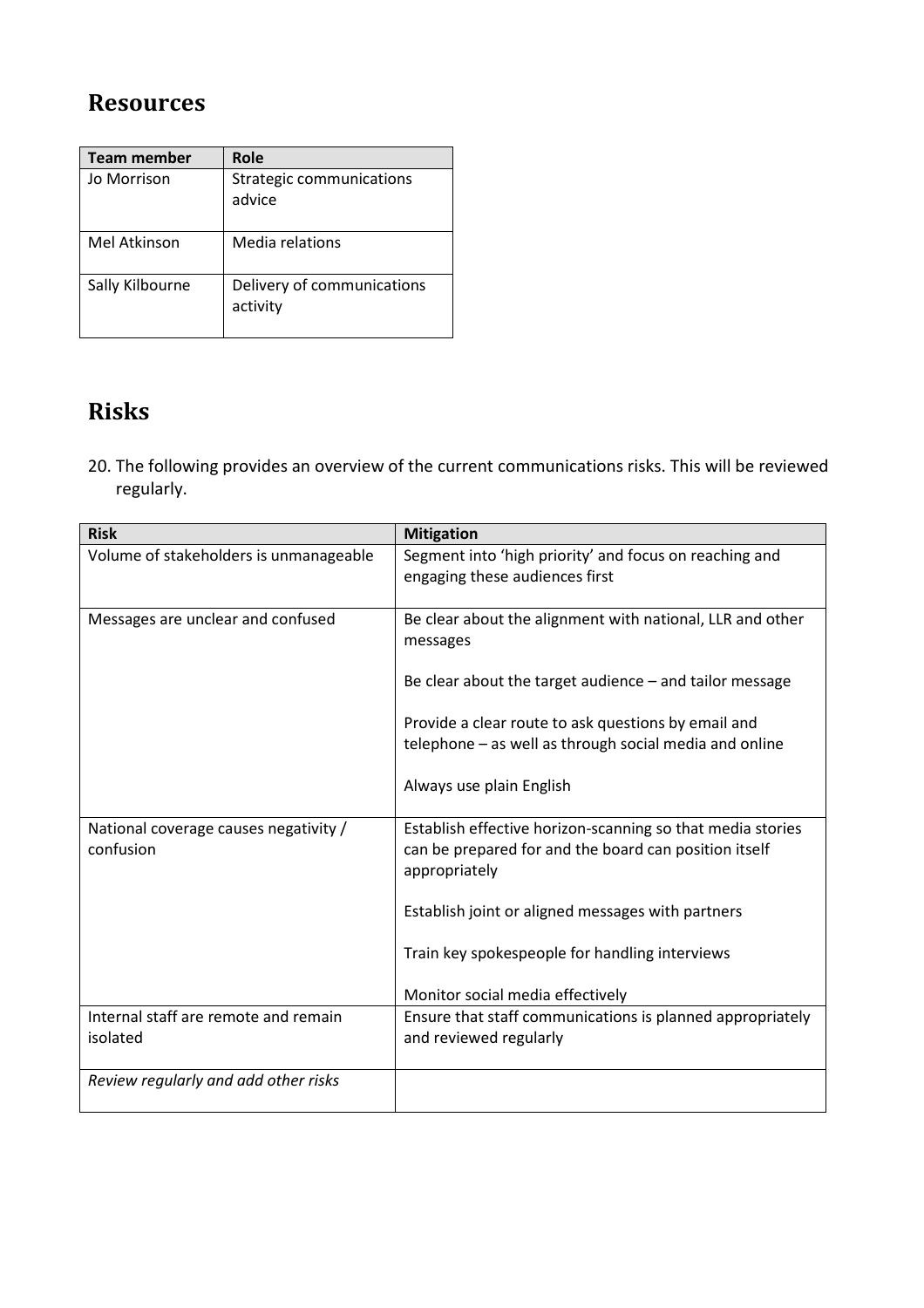## Resources

| Team member | Role |
| --- | --- |
| Jo Morrison | Strategic communications advice |
| Mel Atkinson | Media relations |
| Sally Kilbourne | Delivery of communications activity |

## Risks

20. The following provides an overview of the current communications risks. This will be reviewed regularly.

| Risk | Mitigation |
| --- | --- |
| Volume of stakeholders is unmanageable | Segment into 'high priority' and focus on reaching and engaging these audiences first |
| Messages are unclear and confused | Be clear about the alignment with national, LLR and other messages<br><br>Be clear about the target audience – and tailor message<br><br>Provide a clear route to ask questions by email and telephone – as well as through social media and online<br><br>Always use plain English |
| National coverage causes negativity / confusion | Establish effective horizon-scanning so that media stories can be prepared for and the board can position itself appropriately<br><br>Establish joint or aligned messages with partners<br><br>Train key spokespeople for handling interviews<br><br>Monitor social media effectively |
| Internal staff are remote and remain isolated | Ensure that staff communications is planned appropriately and reviewed regularly |
| *Review regularly and add other risks* | |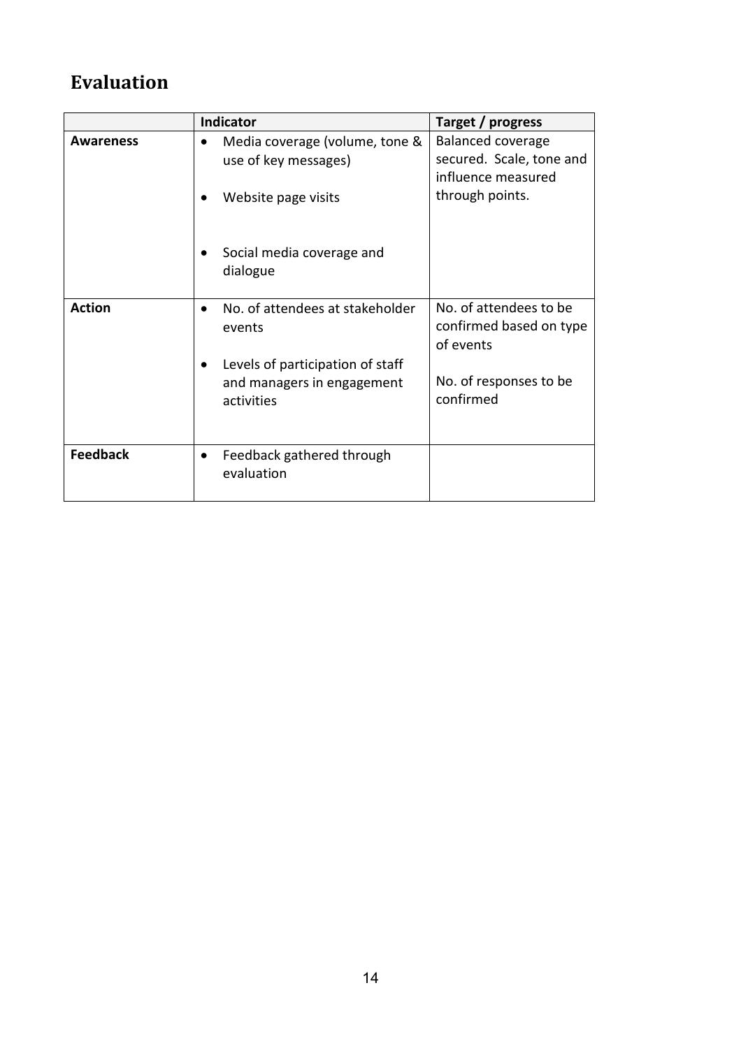## Evaluation

| | Indicator | Target / progress |
|---|---|---|
| **Awareness** | • Media coverage (volume, tone & use of key messages)<br>• Website page visits<br>• Social media coverage and dialogue | Balanced coverage secured. Scale, tone and influence measured through points. |
| **Action** | • No. of attendees at stakeholder events<br>• Levels of participation of staff and managers in engagement activities | No. of attendees to be confirmed based on type of events<br><br>No. of responses to be confirmed |
| **Feedback** | • Feedback gathered through evaluation | |